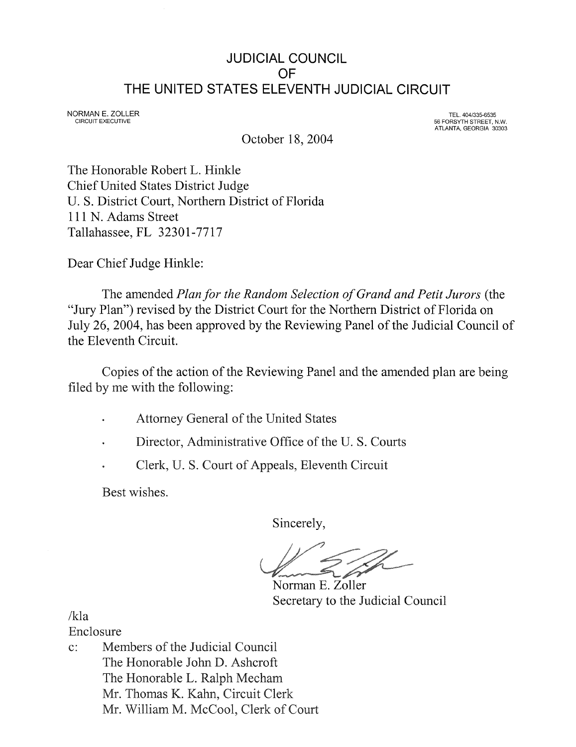# JUDICIAL COUNCIL
# OF
# THE UNITED STATES ELEVENTH JUDICIAL CIRCUIT

NORMAN E. ZOLLER
CIRCUIT EXECUTIVE

TEL. 404/335-6535
56 FORSYTH STREET, N.W.
ATLANTA, GEORGIA 30303

October 18, 2004

The Honorable Robert L. Hinkle
Chief United States District Judge
U. S. District Court, Northern District of Florida
111 N. Adams Street
Tallahassee, FL 32301-7717

Dear Chief Judge Hinkle:

The amended *Plan for the Random Selection of Grand and Petit Jurors* (the "Jury Plan") revised by the District Court for the Northern District of Florida on July 26, 2004, has been approved by the Reviewing Panel of the Judicial Council of the Eleventh Circuit.

Copies of the action of the Reviewing Panel and the amended plan are being filed by me with the following:

- Attorney General of the United States
- Director, Administrative Office of the U. S. Courts
- Clerk, U. S. Court of Appeals, Eleventh Circuit

Best wishes.

Sincerely,

Norman E. Zoller
Secretary to the Judicial Council

/kla
Enclosure
c: Members of the Judicial Council
The Honorable John D. Ashcroft
The Honorable L. Ralph Mecham
Mr. Thomas K. Kahn, Circuit Clerk
Mr. William M. McCool, Clerk of Court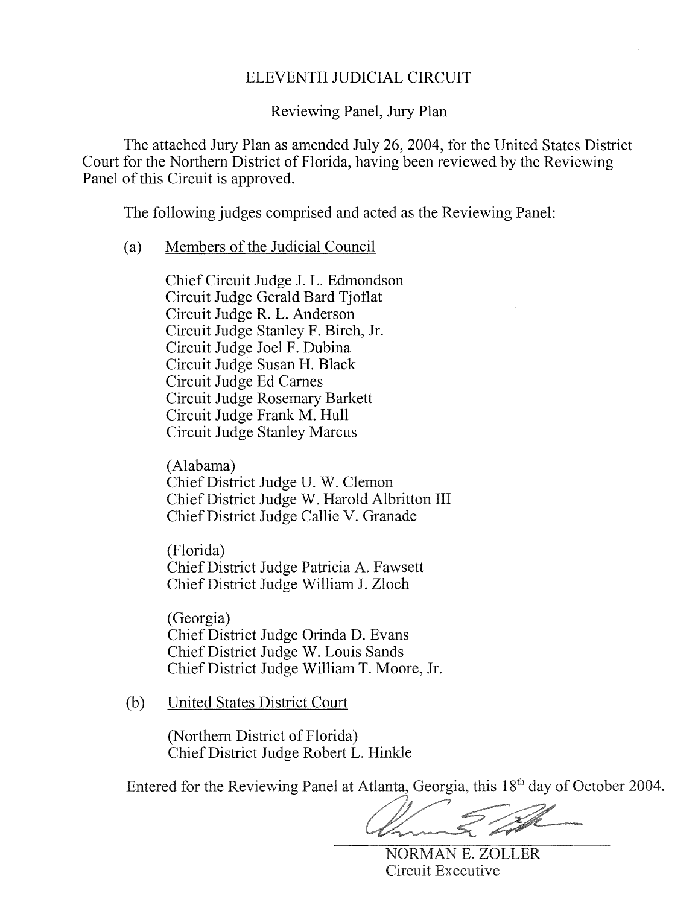# ELEVENTH JUDICIAL CIRCUIT

## Reviewing Panel, Jury Plan

The attached Jury Plan as amended July 26, 2004, for the United States District Court for the Northern District of Florida, having been reviewed by the Reviewing Panel of this Circuit is approved.

The following judges comprised and acted as the Reviewing Panel:

(a) Members of the Judicial Council

Chief Circuit Judge J. L. Edmondson
Circuit Judge Gerald Bard Tjoflat
Circuit Judge R. L. Anderson
Circuit Judge Stanley F. Birch, Jr.
Circuit Judge Joel F. Dubina
Circuit Judge Susan H. Black
Circuit Judge Ed Carnes
Circuit Judge Rosemary Barkett
Circuit Judge Frank M. Hull
Circuit Judge Stanley Marcus

(Alabama)
Chief District Judge U. W. Clemon
Chief District Judge W. Harold Albritton III
Chief District Judge Callie V. Granade

(Florida)
Chief District Judge Patricia A. Fawsett
Chief District Judge William J. Zloch

(Georgia)
Chief District Judge Orinda D. Evans
Chief District Judge W. Louis Sands
Chief District Judge William T. Moore, Jr.

(b) United States District Court

(Northern District of Florida)
Chief District Judge Robert L. Hinkle

Entered for the Reviewing Panel at Atlanta, Georgia, this 18th day of October 2004.

NORMAN E. ZOLLER
Circuit Executive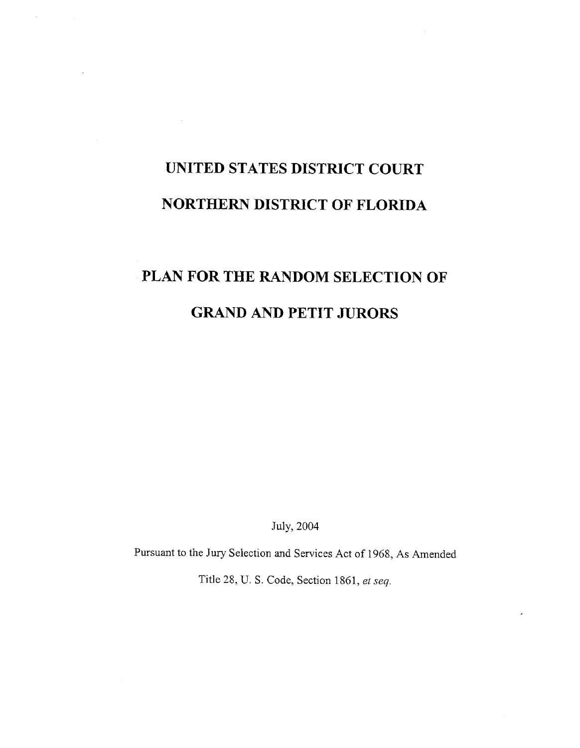# UNITED STATES DISTRICT COURT

# NORTHERN DISTRICT OF FLORIDA

# PLAN FOR THE RANDOM SELECTION OF

# GRAND AND PETIT JURORS

July, 2004

Pursuant to the Jury Selection and Services Act of 1968, As Amended

Title 28, U. S. Code, Section 1861, *et seq.*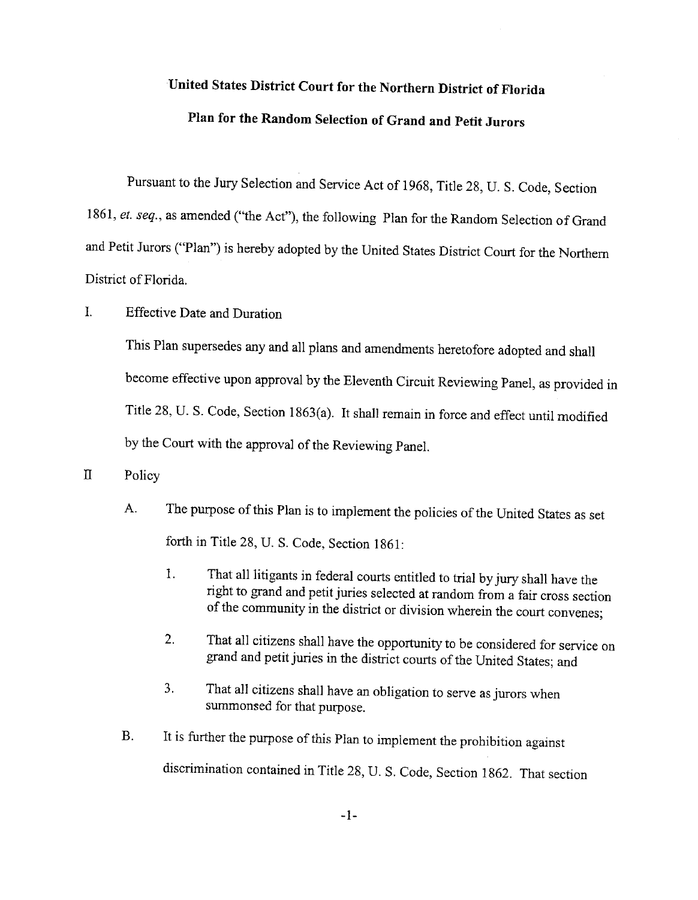# United States District Court for the Northern District of Florida

## Plan for the Random Selection of Grand and Petit Jurors

Pursuant to the Jury Selection and Service Act of 1968, Title 28, U. S. Code, Section 1861, *et. seq.*, as amended ("the Act"), the following Plan for the Random Selection of Grand and Petit Jurors ("Plan") is hereby adopted by the United States District Court for the Northern District of Florida.

I. Effective Date and Duration

This Plan supersedes any and all plans and amendments heretofore adopted and shall become effective upon approval by the Eleventh Circuit Reviewing Panel, as provided in Title 28, U. S. Code, Section 1863(a). It shall remain in force and effect until modified by the Court with the approval of the Reviewing Panel.

II Policy

A. The purpose of this Plan is to implement the policies of the United States as set forth in Title 28, U. S. Code, Section 1861:

1. That all litigants in federal courts entitled to trial by jury shall have the right to grand and petit juries selected at random from a fair cross section of the community in the district or division wherein the court convenes;

2. That all citizens shall have the opportunity to be considered for service on grand and petit juries in the district courts of the United States; and

3. That all citizens shall have an obligation to serve as jurors when summonsed for that purpose.

B. It is further the purpose of this Plan to implement the prohibition against discrimination contained in Title 28, U. S. Code, Section 1862. That section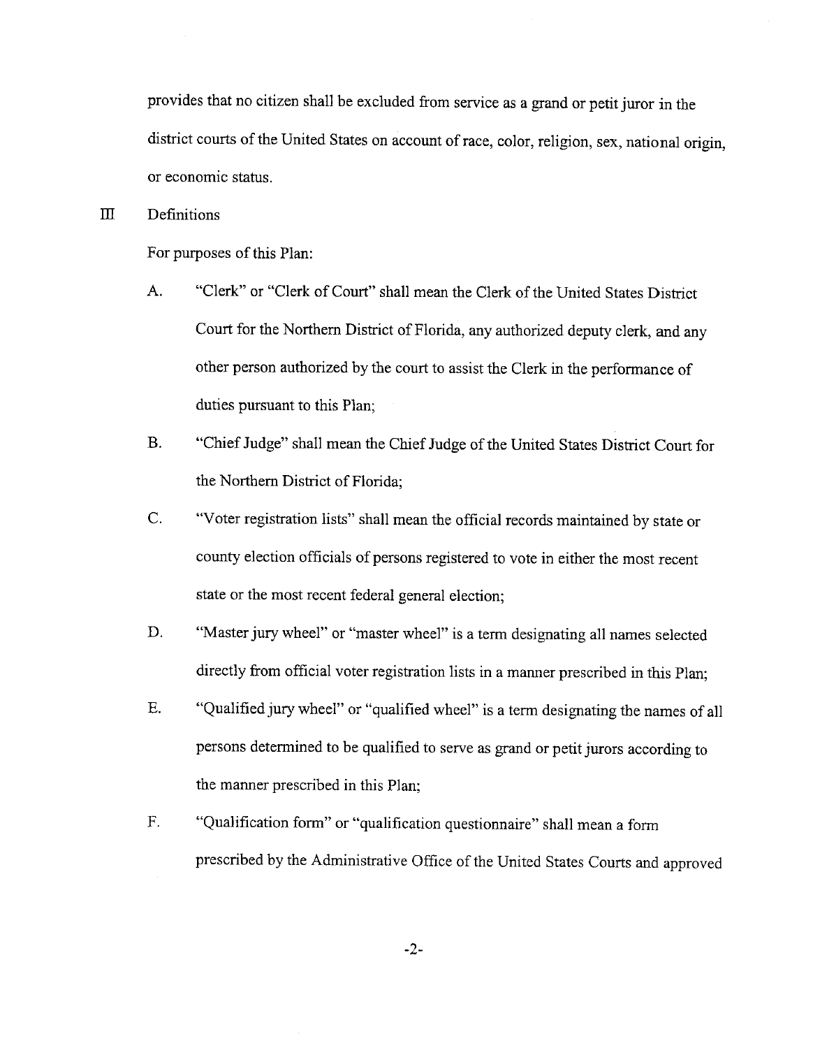provides that no citizen shall be excluded from service as a grand or petit juror in the district courts of the United States on account of race, color, religion, sex, national origin, or economic status.

## III Definitions

For purposes of this Plan:

A. "Clerk" or "Clerk of Court" shall mean the Clerk of the United States District Court for the Northern District of Florida, any authorized deputy clerk, and any other person authorized by the court to assist the Clerk in the performance of duties pursuant to this Plan;

B. "Chief Judge" shall mean the Chief Judge of the United States District Court for the Northern District of Florida;

C. "Voter registration lists" shall mean the official records maintained by state or county election officials of persons registered to vote in either the most recent state or the most recent federal general election;

D. "Master jury wheel" or "master wheel" is a term designating all names selected directly from official voter registration lists in a manner prescribed in this Plan;

E. "Qualified jury wheel" or "qualified wheel" is a term designating the names of all persons determined to be qualified to serve as grand or petit jurors according to the manner prescribed in this Plan;

F. "Qualification form" or "qualification questionnaire" shall mean a form prescribed by the Administrative Office of the United States Courts and approved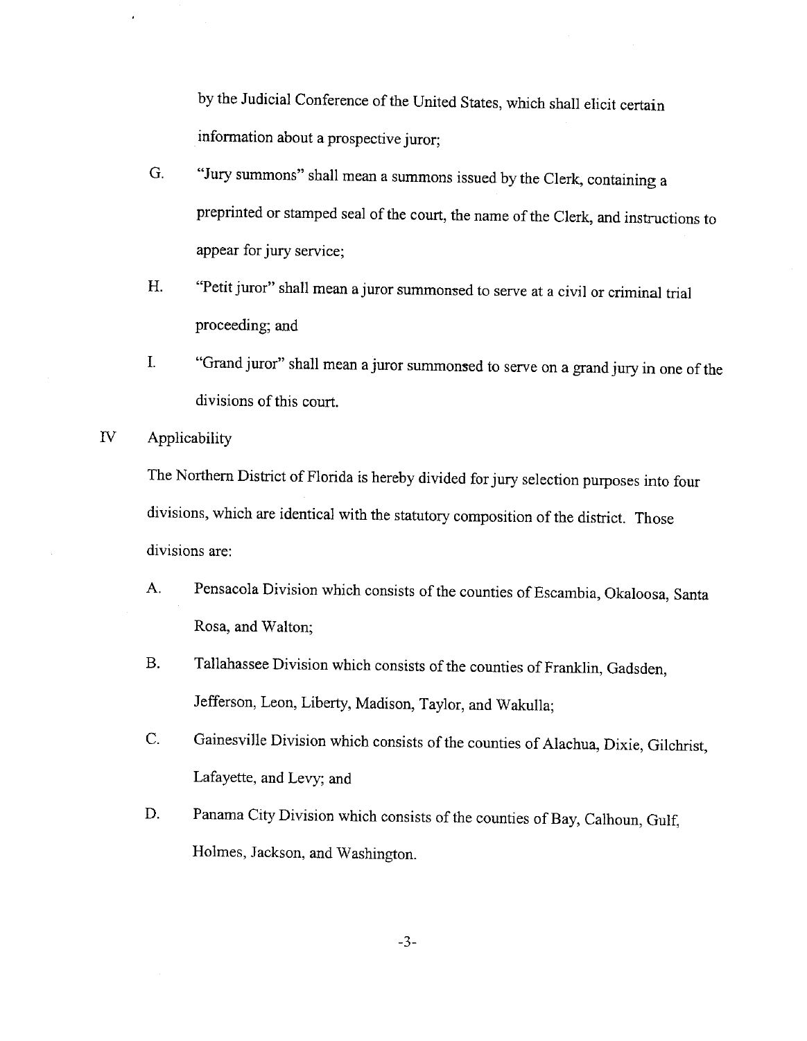by the Judicial Conference of the United States, which shall elicit certain information about a prospective juror;

G. "Jury summons" shall mean a summons issued by the Clerk, containing a preprinted or stamped seal of the court, the name of the Clerk, and instructions to appear for jury service;

H. "Petit juror" shall mean a juror summonsed to serve at a civil or criminal trial proceeding; and

I. "Grand juror" shall mean a juror summonsed to serve on a grand jury in one of the divisions of this court.

IV Applicability

The Northern District of Florida is hereby divided for jury selection purposes into four divisions, which are identical with the statutory composition of the district. Those divisions are:

A. Pensacola Division which consists of the counties of Escambia, Okaloosa, Santa Rosa, and Walton;

B. Tallahassee Division which consists of the counties of Franklin, Gadsden, Jefferson, Leon, Liberty, Madison, Taylor, and Wakulla;

C. Gainesville Division which consists of the counties of Alachua, Dixie, Gilchrist, Lafayette, and Levy; and

D. Panama City Division which consists of the counties of Bay, Calhoun, Gulf, Holmes, Jackson, and Washington.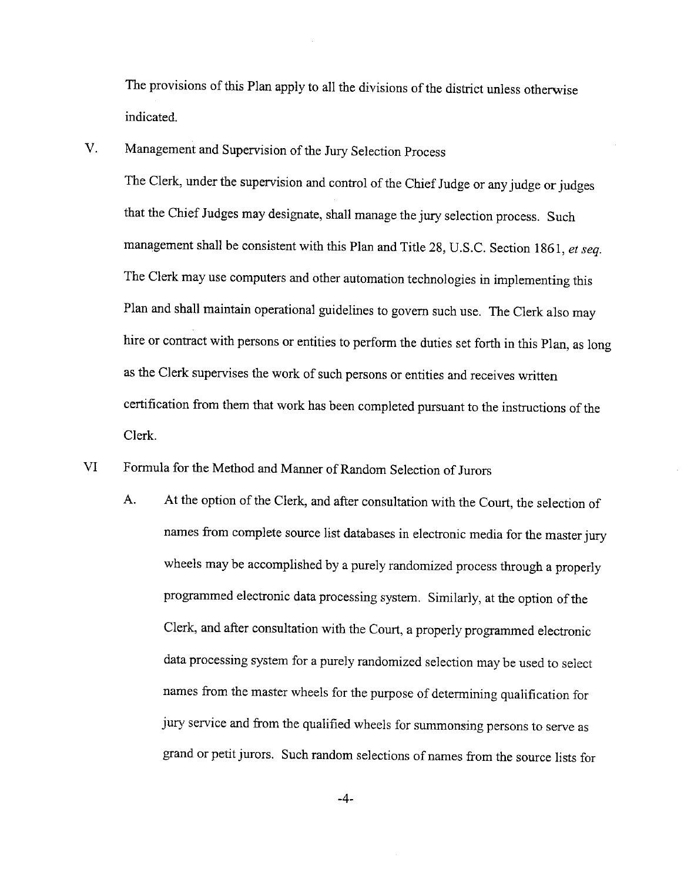The provisions of this Plan apply to all the divisions of the district unless otherwise indicated.

V. Management and Supervision of the Jury Selection Process

The Clerk, under the supervision and control of the Chief Judge or any judge or judges that the Chief Judges may designate, shall manage the jury selection process. Such management shall be consistent with this Plan and Title 28, U.S.C. Section 1861, *et seq.* The Clerk may use computers and other automation technologies in implementing this Plan and shall maintain operational guidelines to govern such use. The Clerk also may hire or contract with persons or entities to perform the duties set forth in this Plan, as long as the Clerk supervises the work of such persons or entities and receives written certification from them that work has been completed pursuant to the instructions of the Clerk.

VI Formula for the Method and Manner of Random Selection of Jurors

A. At the option of the Clerk, and after consultation with the Court, the selection of names from complete source list databases in electronic media for the master jury wheels may be accomplished by a purely randomized process through a properly programmed electronic data processing system. Similarly, at the option of the Clerk, and after consultation with the Court, a properly programmed electronic data processing system for a purely randomized selection may be used to select names from the master wheels for the purpose of determining qualification for jury service and from the qualified wheels for summonsing persons to serve as grand or petit jurors. Such random selections of names from the source lists for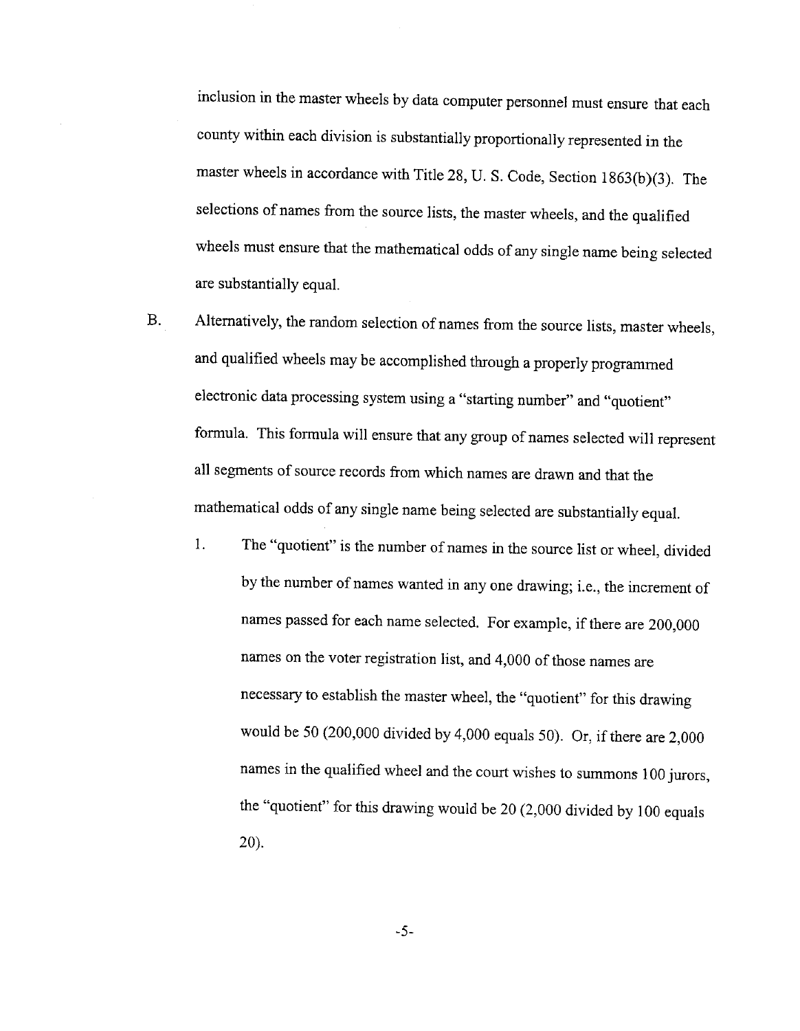inclusion in the master wheels by data computer personnel must ensure that each county within each division is substantially proportionally represented in the master wheels in accordance with Title 28, U. S. Code, Section 1863(b)(3). The selections of names from the source lists, the master wheels, and the qualified wheels must ensure that the mathematical odds of any single name being selected are substantially equal.

B. Alternatively, the random selection of names from the source lists, master wheels, and qualified wheels may be accomplished through a properly programmed electronic data processing system using a "starting number" and "quotient" formula. This formula will ensure that any group of names selected will represent all segments of source records from which names are drawn and that the mathematical odds of any single name being selected are substantially equal.

   1. The "quotient" is the number of names in the source list or wheel, divided by the number of names wanted in any one drawing; i.e., the increment of names passed for each name selected. For example, if there are 200,000 names on the voter registration list, and 4,000 of those names are necessary to establish the master wheel, the "quotient" for this drawing would be 50 (200,000 divided by 4,000 equals 50). Or, if there are 2,000 names in the qualified wheel and the court wishes to summons 100 jurors, the "quotient" for this drawing would be 20 (2,000 divided by 100 equals 20).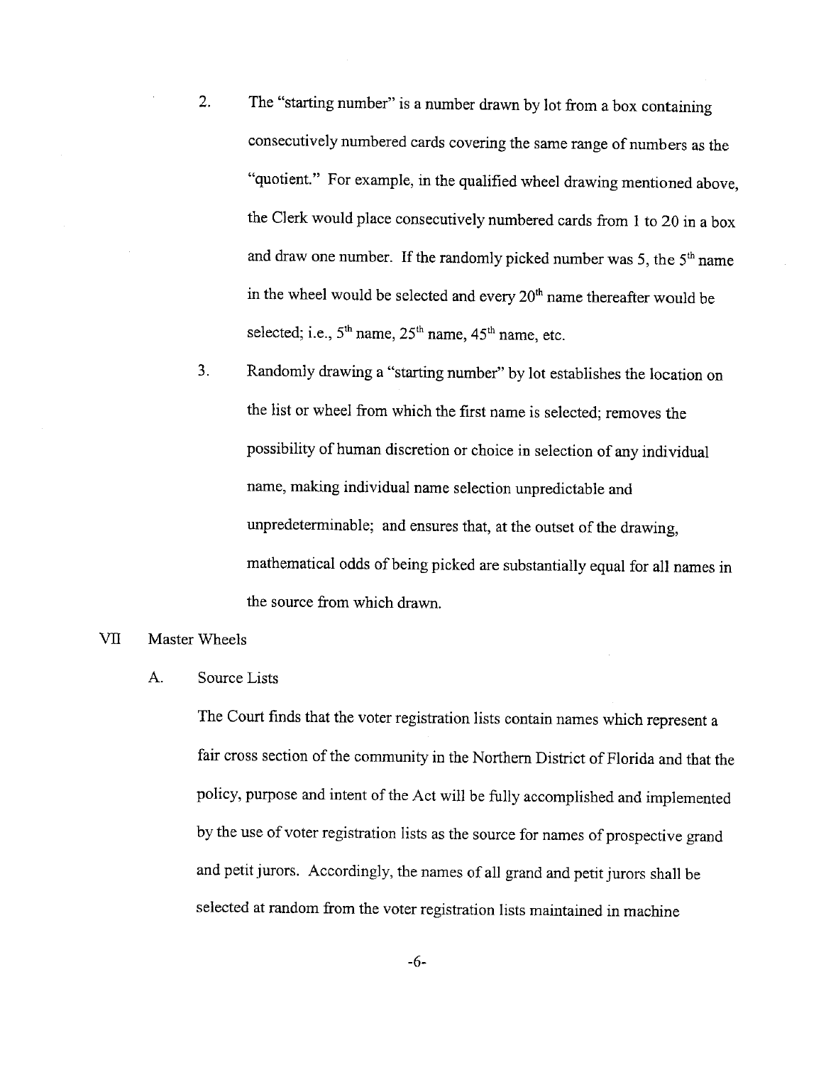2. The "starting number" is a number drawn by lot from a box containing consecutively numbered cards covering the same range of numbers as the "quotient." For example, in the qualified wheel drawing mentioned above, the Clerk would place consecutively numbered cards from 1 to 20 in a box and draw one number. If the randomly picked number was 5, the 5th name in the wheel would be selected and every 20th name thereafter would be selected; i.e., 5th name, 25th name, 45th name, etc.

3. Randomly drawing a "starting number" by lot establishes the location on the list or wheel from which the first name is selected; removes the possibility of human discretion or choice in selection of any individual name, making individual name selection unpredictable and unpredeterminable; and ensures that, at the outset of the drawing, mathematical odds of being picked are substantially equal for all names in the source from which drawn.

## VII Master Wheels

### A. Source Lists

The Court finds that the voter registration lists contain names which represent a fair cross section of the community in the Northern District of Florida and that the policy, purpose and intent of the Act will be fully accomplished and implemented by the use of voter registration lists as the source for names of prospective grand and petit jurors. Accordingly, the names of all grand and petit jurors shall be selected at random from the voter registration lists maintained in machine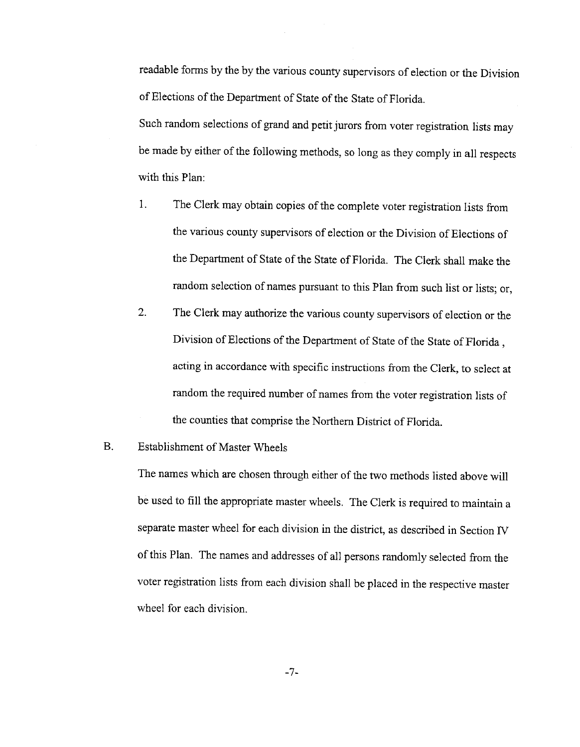readable forms by the by the various county supervisors of election or the Division of Elections of the Department of State of the State of Florida.

Such random selections of grand and petit jurors from voter registration lists may be made by either of the following methods, so long as they comply in all respects with this Plan:

1. The Clerk may obtain copies of the complete voter registration lists from the various county supervisors of election or the Division of Elections of the Department of State of the State of Florida. The Clerk shall make the random selection of names pursuant to this Plan from such list or lists; or,

2. The Clerk may authorize the various county supervisors of election or the Division of Elections of the Department of State of the State of Florida , acting in accordance with specific instructions from the Clerk, to select at random the required number of names from the voter registration lists of the counties that comprise the Northern District of Florida.

B. Establishment of Master Wheels

The names which are chosen through either of the two methods listed above will be used to fill the appropriate master wheels. The Clerk is required to maintain a separate master wheel for each division in the district, as described in Section IV of this Plan. The names and addresses of all persons randomly selected from the voter registration lists from each division shall be placed in the respective master wheel for each division.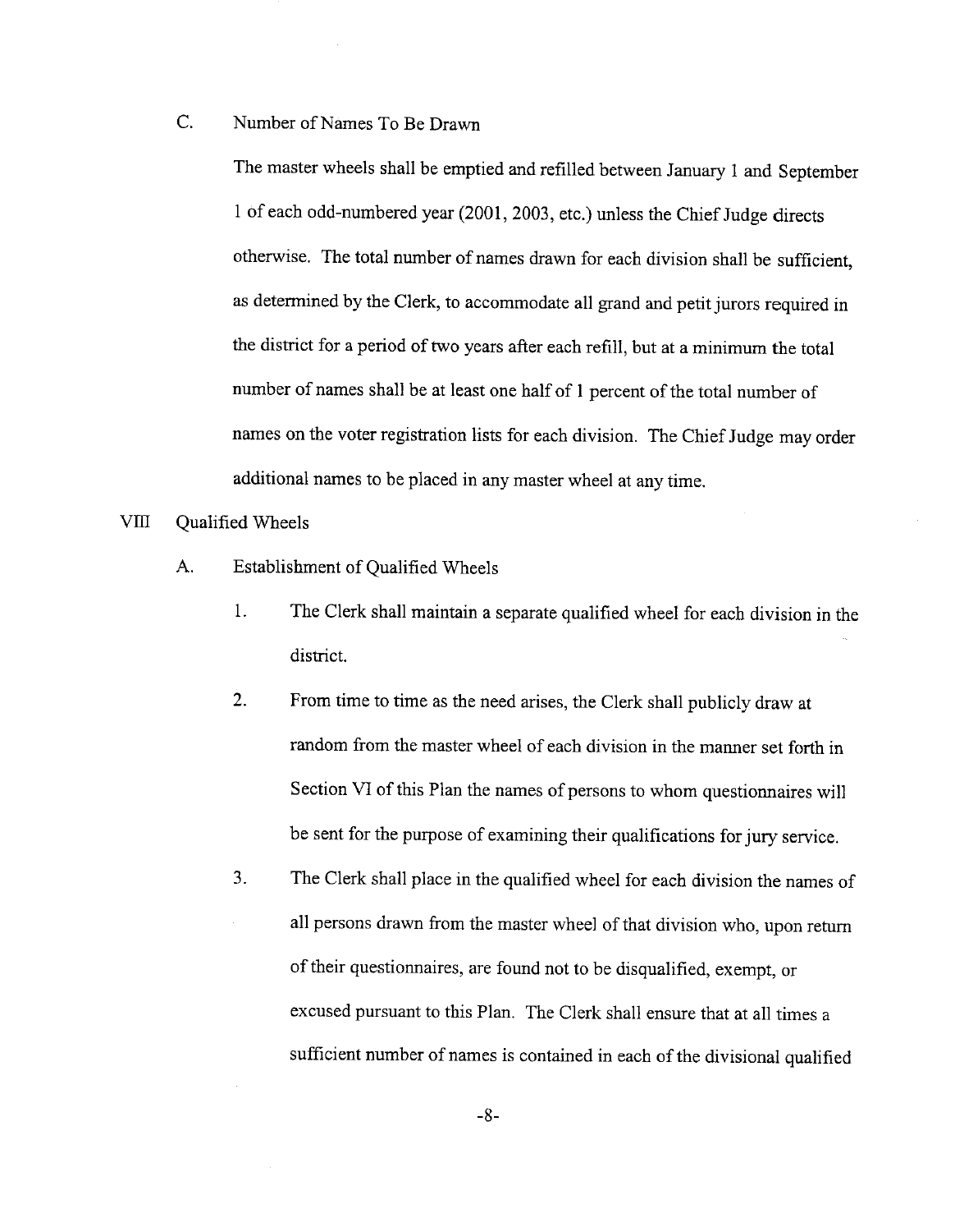### C. Number of Names To Be Drawn

The master wheels shall be emptied and refilled between January 1 and September 1 of each odd-numbered year (2001, 2003, etc.) unless the Chief Judge directs otherwise. The total number of names drawn for each division shall be sufficient, as determined by the Clerk, to accommodate all grand and petit jurors required in the district for a period of two years after each refill, but at a minimum the total number of names shall be at least one half of 1 percent of the total number of names on the voter registration lists for each division. The Chief Judge may order additional names to be placed in any master wheel at any time.

## VIII Qualified Wheels

### A. Establishment of Qualified Wheels

1. The Clerk shall maintain a separate qualified wheel for each division in the district.

2. From time to time as the need arises, the Clerk shall publicly draw at random from the master wheel of each division in the manner set forth in Section VI of this Plan the names of persons to whom questionnaires will be sent for the purpose of examining their qualifications for jury service.

3. The Clerk shall place in the qualified wheel for each division the names of all persons drawn from the master wheel of that division who, upon return of their questionnaires, are found not to be disqualified, exempt, or excused pursuant to this Plan. The Clerk shall ensure that at all times a sufficient number of names is contained in each of the divisional qualified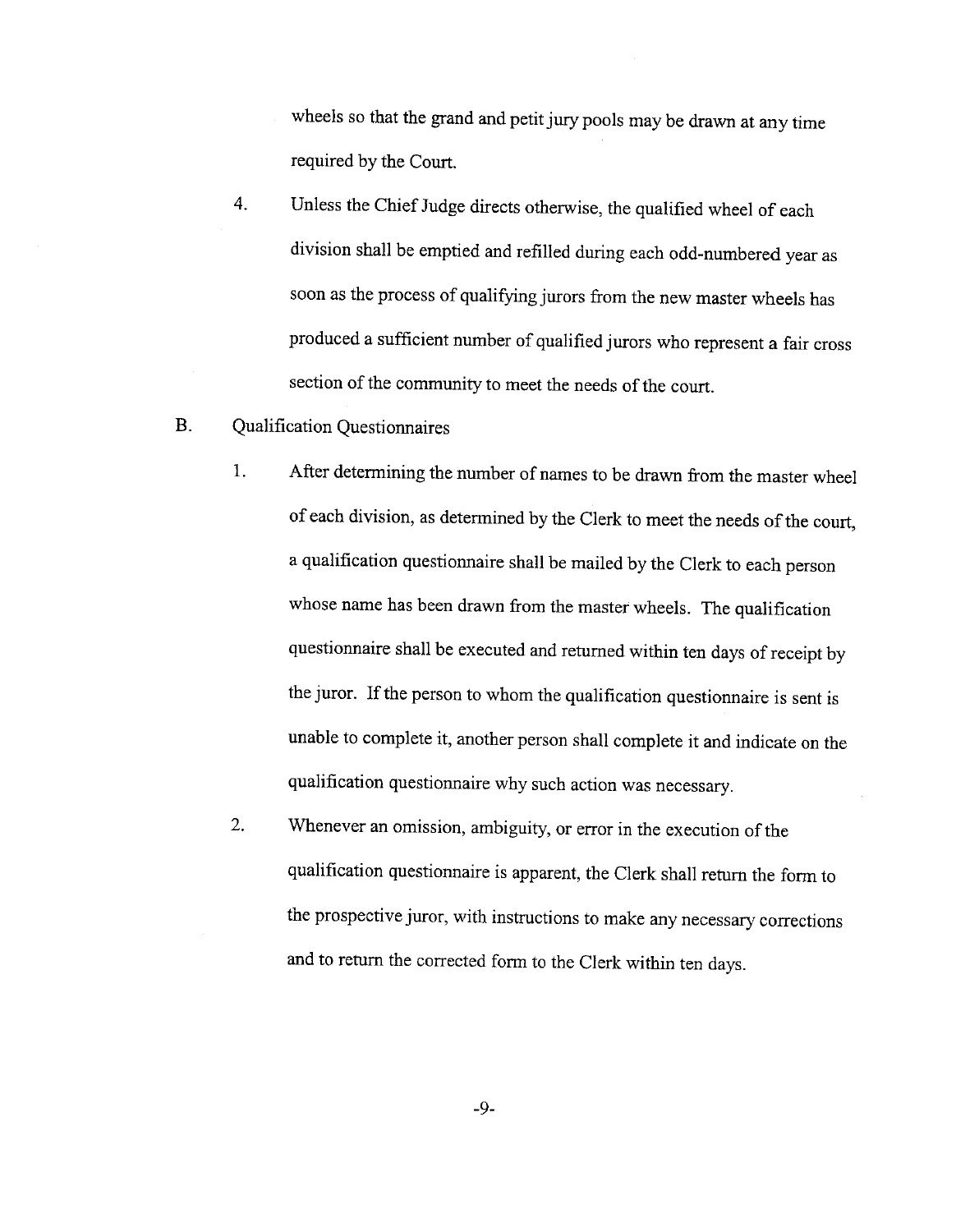wheels so that the grand and petit jury pools may be drawn at any time required by the Court.

4. Unless the Chief Judge directs otherwise, the qualified wheel of each division shall be emptied and refilled during each odd-numbered year as soon as the process of qualifying jurors from the new master wheels has produced a sufficient number of qualified jurors who represent a fair cross section of the community to meet the needs of the court.

B. Qualification Questionnaires

1. After determining the number of names to be drawn from the master wheel of each division, as determined by the Clerk to meet the needs of the court, a qualification questionnaire shall be mailed by the Clerk to each person whose name has been drawn from the master wheels. The qualification questionnaire shall be executed and returned within ten days of receipt by the juror. If the person to whom the qualification questionnaire is sent is unable to complete it, another person shall complete it and indicate on the qualification questionnaire why such action was necessary.

2. Whenever an omission, ambiguity, or error in the execution of the qualification questionnaire is apparent, the Clerk shall return the form to the prospective juror, with instructions to make any necessary corrections and to return the corrected form to the Clerk within ten days.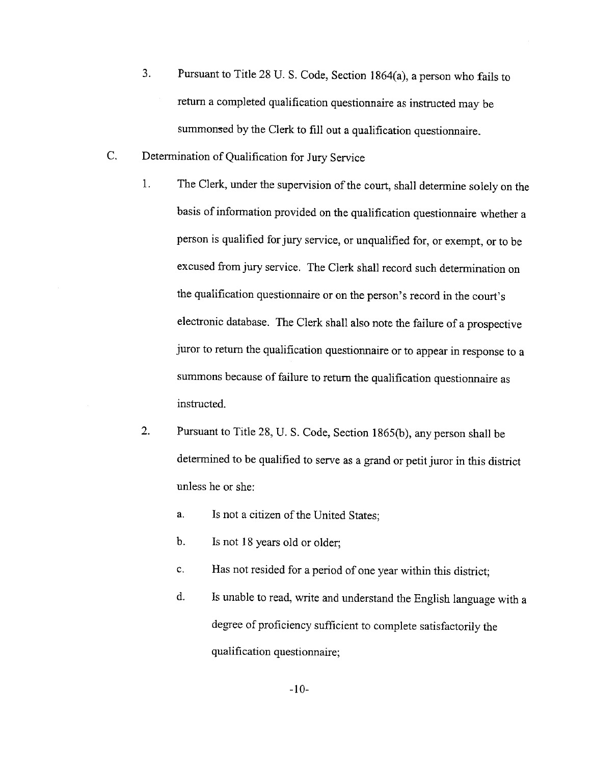3. Pursuant to Title 28 U. S. Code, Section 1864(a), a person who fails to return a completed qualification questionnaire as instructed may be summonsed by the Clerk to fill out a qualification questionnaire.

C. Determination of Qualification for Jury Service

1. The Clerk, under the supervision of the court, shall determine solely on the basis of information provided on the qualification questionnaire whether a person is qualified for jury service, or unqualified for, or exempt, or to be excused from jury service. The Clerk shall record such determination on the qualification questionnaire or on the person's record in the court's electronic database. The Clerk shall also note the failure of a prospective juror to return the qualification questionnaire or to appear in response to a summons because of failure to return the qualification questionnaire as instructed.

2. Pursuant to Title 28, U. S. Code, Section 1865(b), any person shall be determined to be qualified to serve as a grand or petit juror in this district unless he or she:

   a. Is not a citizen of the United States;

   b. Is not 18 years old or older;

   c. Has not resided for a period of one year within this district;

   d. Is unable to read, write and understand the English language with a degree of proficiency sufficient to complete satisfactorily the qualification questionnaire;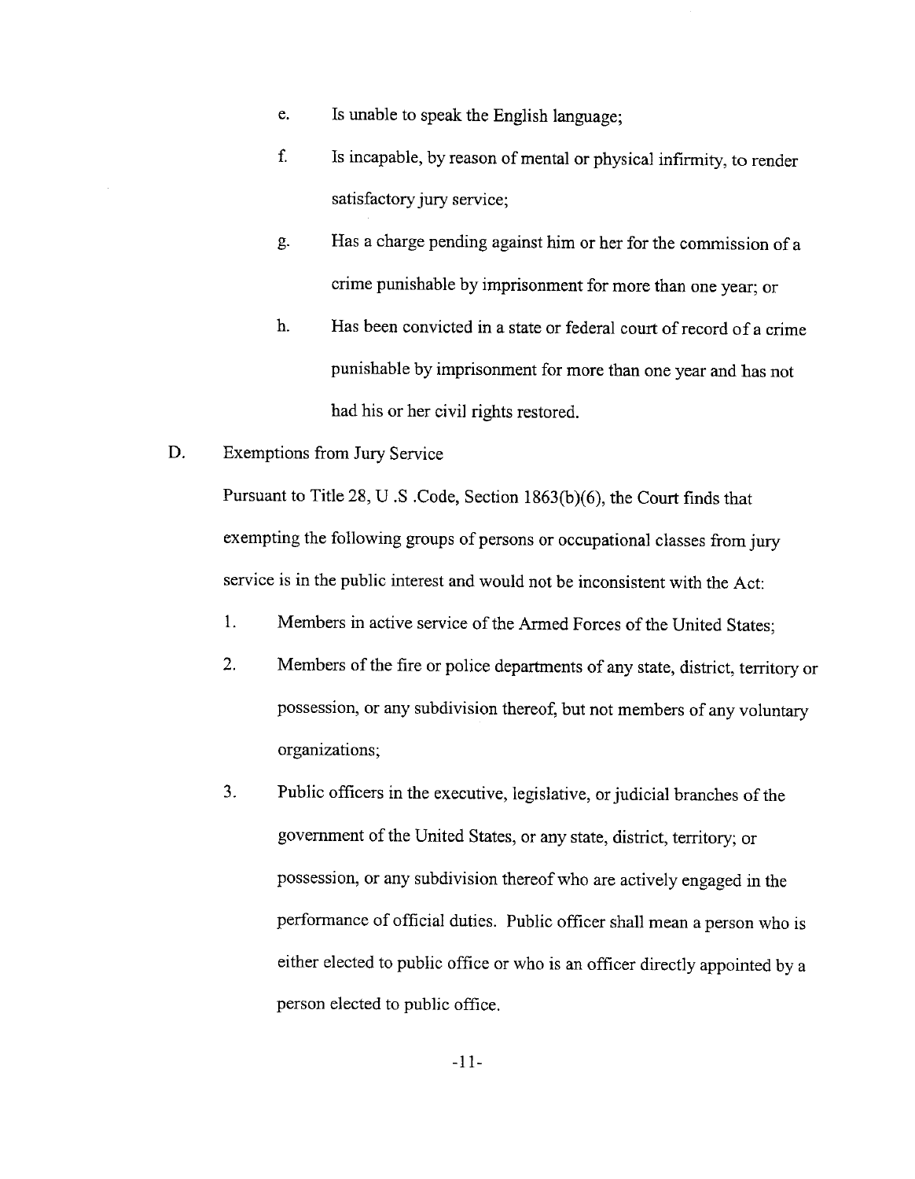e. Is unable to speak the English language;

f. Is incapable, by reason of mental or physical infirmity, to render satisfactory jury service;

g. Has a charge pending against him or her for the commission of a crime punishable by imprisonment for more than one year; or

h. Has been convicted in a state or federal court of record of a crime punishable by imprisonment for more than one year and has not had his or her civil rights restored.

D. Exemptions from Jury Service

Pursuant to Title 28, U .S .Code, Section 1863(b)(6), the Court finds that exempting the following groups of persons or occupational classes from jury service is in the public interest and would not be inconsistent with the Act:

1. Members in active service of the Armed Forces of the United States;

2. Members of the fire or police departments of any state, district, territory or possession, or any subdivision thereof, but not members of any voluntary organizations;

3. Public officers in the executive, legislative, or judicial branches of the government of the United States, or any state, district, territory; or possession, or any subdivision thereof who are actively engaged in the performance of official duties. Public officer shall mean a person who is either elected to public office or who is an officer directly appointed by a person elected to public office.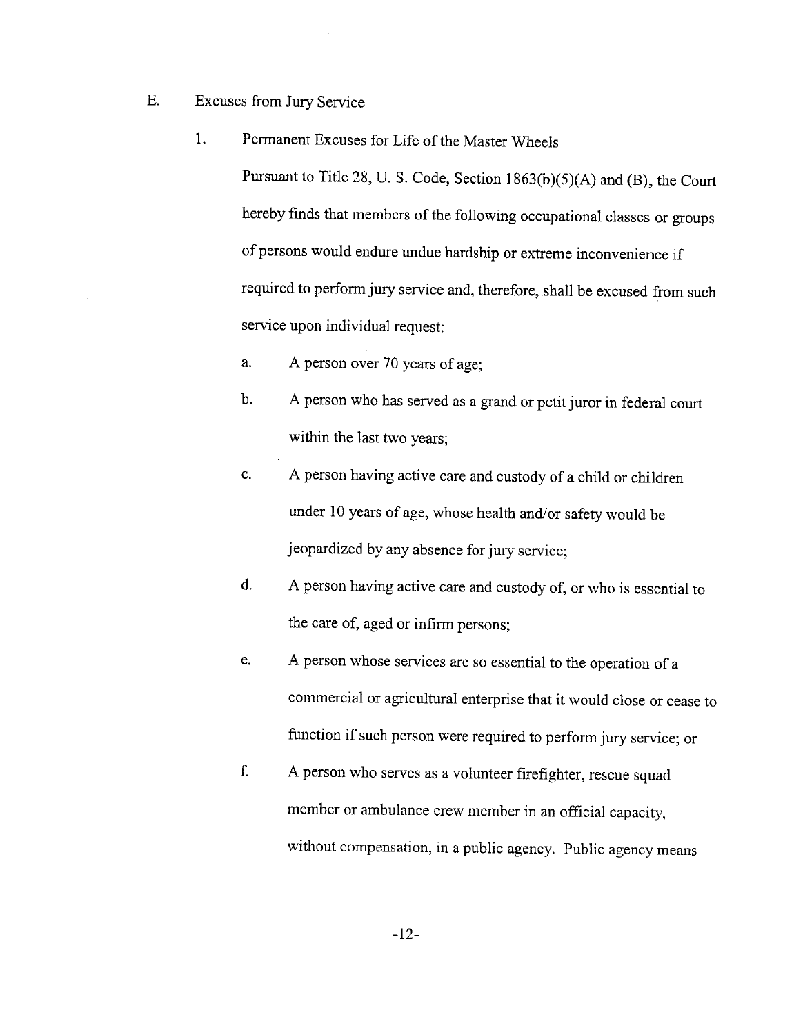E. Excuses from Jury Service

1. Permanent Excuses for Life of the Master Wheels

   Pursuant to Title 28, U. S. Code, Section 1863(b)(5)(A) and (B), the Court hereby finds that members of the following occupational classes or groups of persons would endure undue hardship or extreme inconvenience if required to perform jury service and, therefore, shall be excused from such service upon individual request:

   a. A person over 70 years of age;

   b. A person who has served as a grand or petit juror in federal court within the last two years;

   c. A person having active care and custody of a child or children under 10 years of age, whose health and/or safety would be jeopardized by any absence for jury service;

   d. A person having active care and custody of, or who is essential to the care of, aged or infirm persons;

   e. A person whose services are so essential to the operation of a commercial or agricultural enterprise that it would close or cease to function if such person were required to perform jury service; or

   f. A person who serves as a volunteer firefighter, rescue squad member or ambulance crew member in an official capacity, without compensation, in a public agency. Public agency means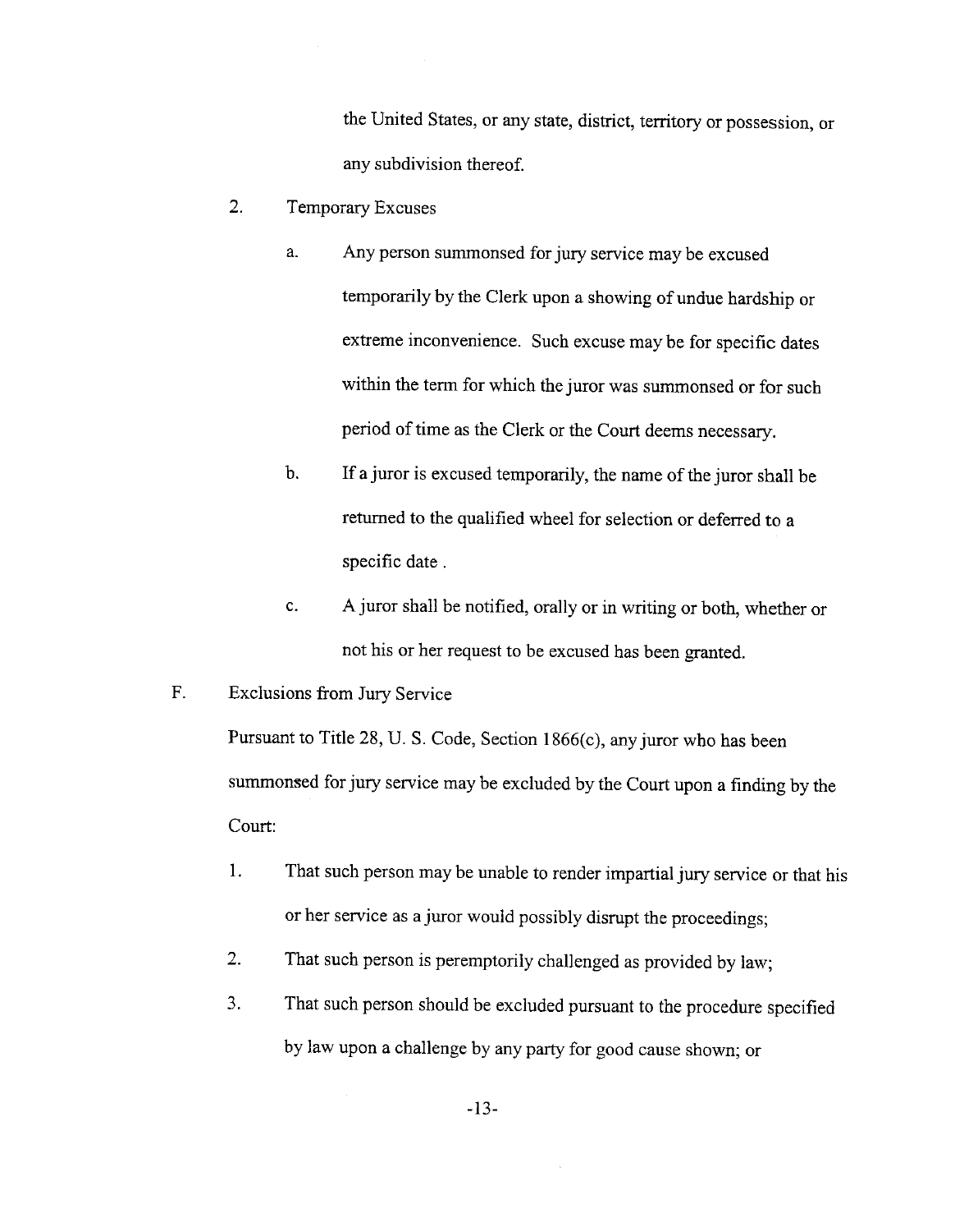the United States, or any state, district, territory or possession, or any subdivision thereof.

2. Temporary Excuses

   a. Any person summonsed for jury service may be excused temporarily by the Clerk upon a showing of undue hardship or extreme inconvenience. Such excuse may be for specific dates within the term for which the juror was summonsed or for such period of time as the Clerk or the Court deems necessary.

   b. If a juror is excused temporarily, the name of the juror shall be returned to the qualified wheel for selection or deferred to a specific date .

   c. A juror shall be notified, orally or in writing or both, whether or not his or her request to be excused has been granted.

F. Exclusions from Jury Service

Pursuant to Title 28, U. S. Code, Section 1866(c), any juror who has been summonsed for jury service may be excluded by the Court upon a finding by the Court:

1. That such person may be unable to render impartial jury service or that his or her service as a juror would possibly disrupt the proceedings;

2. That such person is peremptorily challenged as provided by law;

3. That such person should be excluded pursuant to the procedure specified by law upon a challenge by any party for good cause shown; or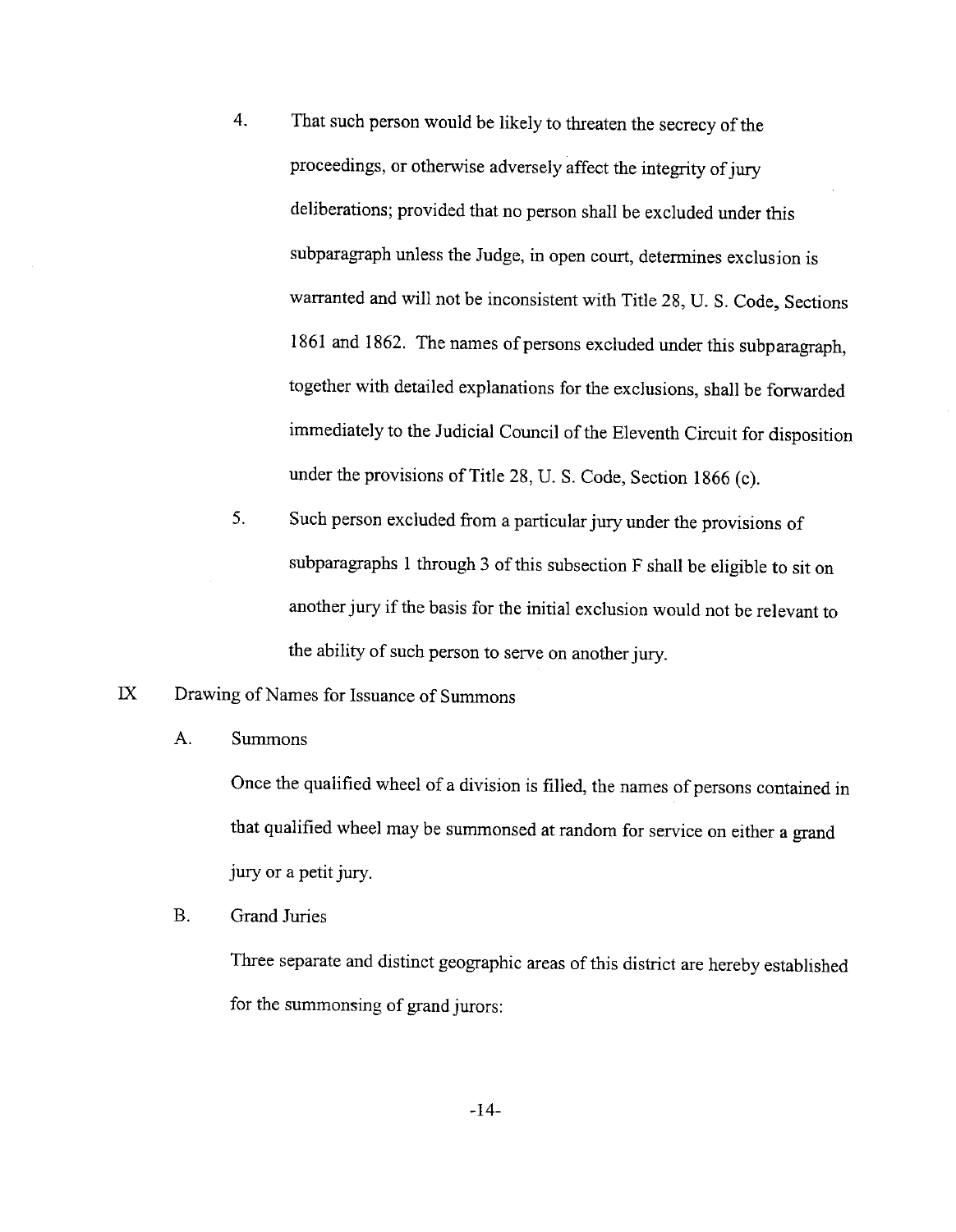4. That such person would be likely to threaten the secrecy of the proceedings, or otherwise adversely affect the integrity of jury deliberations; provided that no person shall be excluded under this subparagraph unless the Judge, in open court, determines exclusion is warranted and will not be inconsistent with Title 28, U. S. Code, Sections 1861 and 1862. The names of persons excluded under this subparagraph, together with detailed explanations for the exclusions, shall be forwarded immediately to the Judicial Council of the Eleventh Circuit for disposition under the provisions of Title 28, U. S. Code, Section 1866 (c).

5. Such person excluded from a particular jury under the provisions of subparagraphs 1 through 3 of this subsection F shall be eligible to sit on another jury if the basis for the initial exclusion would not be relevant to the ability of such person to serve on another jury.

## IX Drawing of Names for Issuance of Summons

### A. Summons

Once the qualified wheel of a division is filled, the names of persons contained in that qualified wheel may be summonsed at random for service on either a grand jury or a petit jury.

### B. Grand Juries

Three separate and distinct geographic areas of this district are hereby established for the summonsing of grand jurors: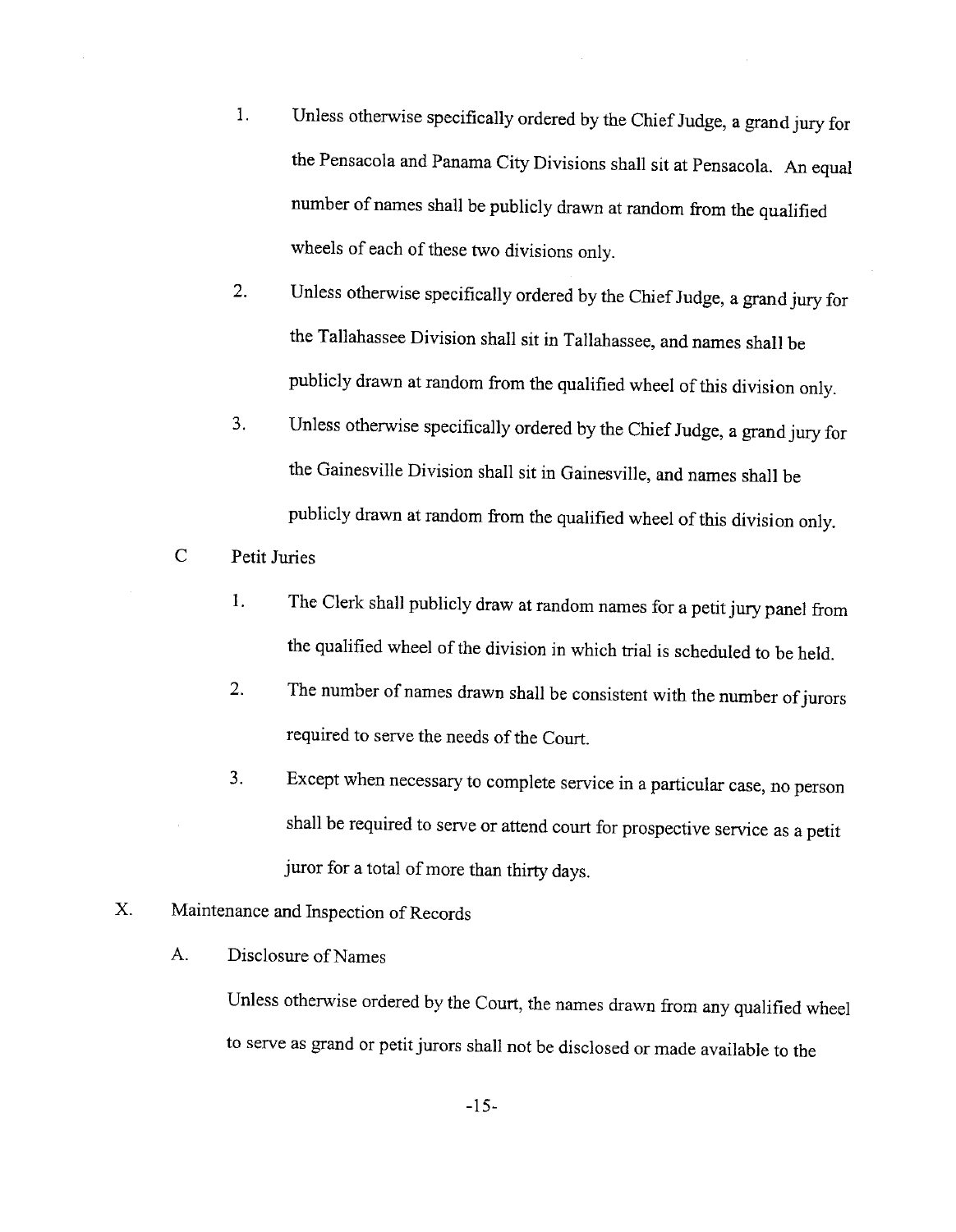1. Unless otherwise specifically ordered by the Chief Judge, a grand jury for the Pensacola and Panama City Divisions shall sit at Pensacola. An equal number of names shall be publicly drawn at random from the qualified wheels of each of these two divisions only.

2. Unless otherwise specifically ordered by the Chief Judge, a grand jury for the Tallahassee Division shall sit in Tallahassee, and names shall be publicly drawn at random from the qualified wheel of this division only.

3. Unless otherwise specifically ordered by the Chief Judge, a grand jury for the Gainesville Division shall sit in Gainesville, and names shall be publicly drawn at random from the qualified wheel of this division only.

C Petit Juries

1. The Clerk shall publicly draw at random names for a petit jury panel from the qualified wheel of the division in which trial is scheduled to be held.

2. The number of names drawn shall be consistent with the number of jurors required to serve the needs of the Court.

3. Except when necessary to complete service in a particular case, no person shall be required to serve or attend court for prospective service as a petit juror for a total of more than thirty days.

X. Maintenance and Inspection of Records

A. Disclosure of Names

Unless otherwise ordered by the Court, the names drawn from any qualified wheel to serve as grand or petit jurors shall not be disclosed or made available to the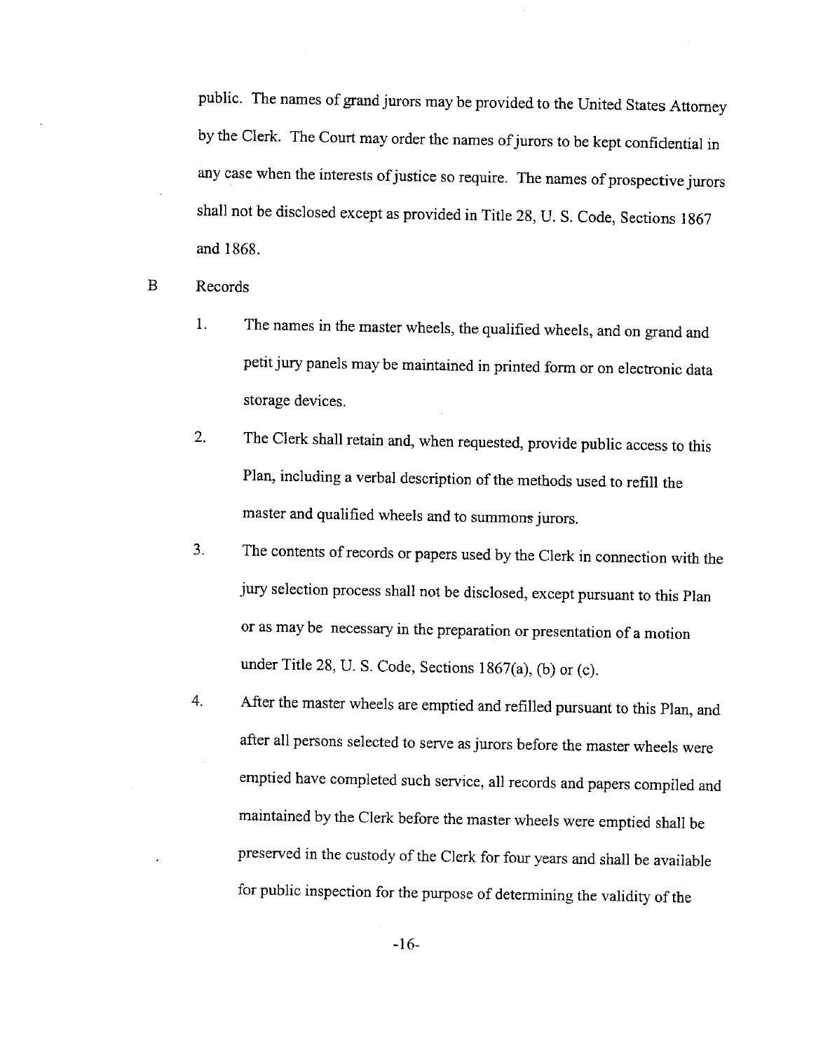public. The names of grand jurors may be provided to the United States Attorney by the Clerk. The Court may order the names of jurors to be kept confidential in any case when the interests of justice so require. The names of prospective jurors shall not be disclosed except as provided in Title 28, U. S. Code, Sections 1867 and 1868.

B Records

1. The names in the master wheels, the qualified wheels, and on grand and petit jury panels may be maintained in printed form or on electronic data storage devices.

2. The Clerk shall retain and, when requested, provide public access to this Plan, including a verbal description of the methods used to refill the master and qualified wheels and to summons jurors.

3. The contents of records or papers used by the Clerk in connection with the jury selection process shall not be disclosed, except pursuant to this Plan or as may be necessary in the preparation or presentation of a motion under Title 28, U. S. Code, Sections 1867(a), (b) or (c).

4. After the master wheels are emptied and refilled pursuant to this Plan, and after all persons selected to serve as jurors before the master wheels were emptied have completed such service, all records and papers compiled and maintained by the Clerk before the master wheels were emptied shall be preserved in the custody of the Clerk for four years and shall be available for public inspection for the purpose of determining the validity of the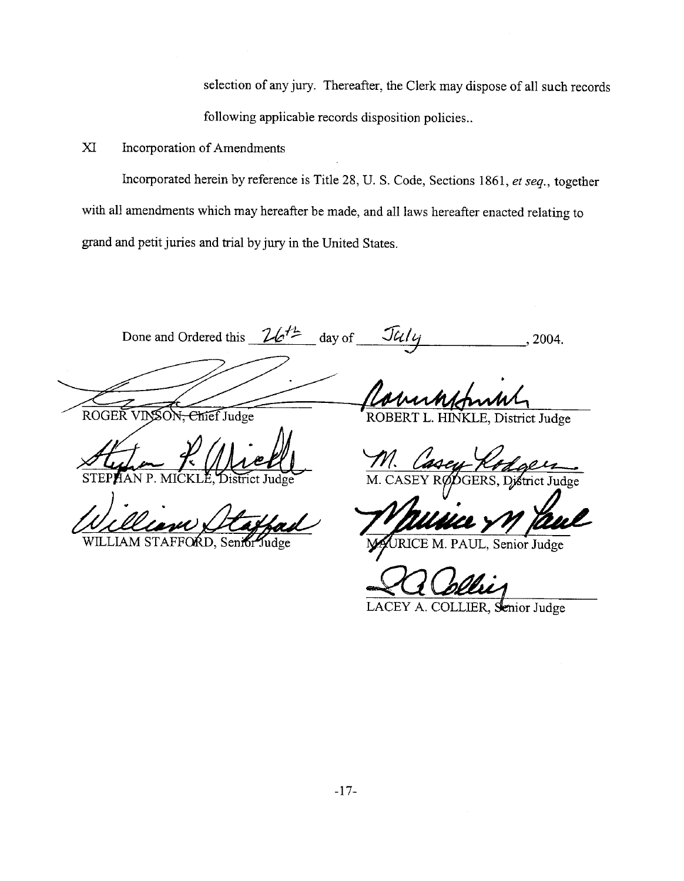selection of any jury. Thereafter, the Clerk may dispose of all such records following applicable records disposition policies..

XI Incorporation of Amendments

Incorporated herein by reference is Title 28, U. S. Code, Sections 1861, *et seq.*, together with all amendments which may hereafter be made, and all laws hereafter enacted relating to grand and petit juries and trial by jury in the United States.

Done and Ordered this 26th day of July, 2004.

ROGER VINSON, Chief Judge

ROBERT L. HINKLE, District Judge

STEPHAN P. MICKLE, District Judge

M. CASEY RODGERS, District Judge

WILLIAM STAFFORD, Senior Judge

MAURICE M. PAUL, Senior Judge

LACEY A. COLLIER, Senior Judge